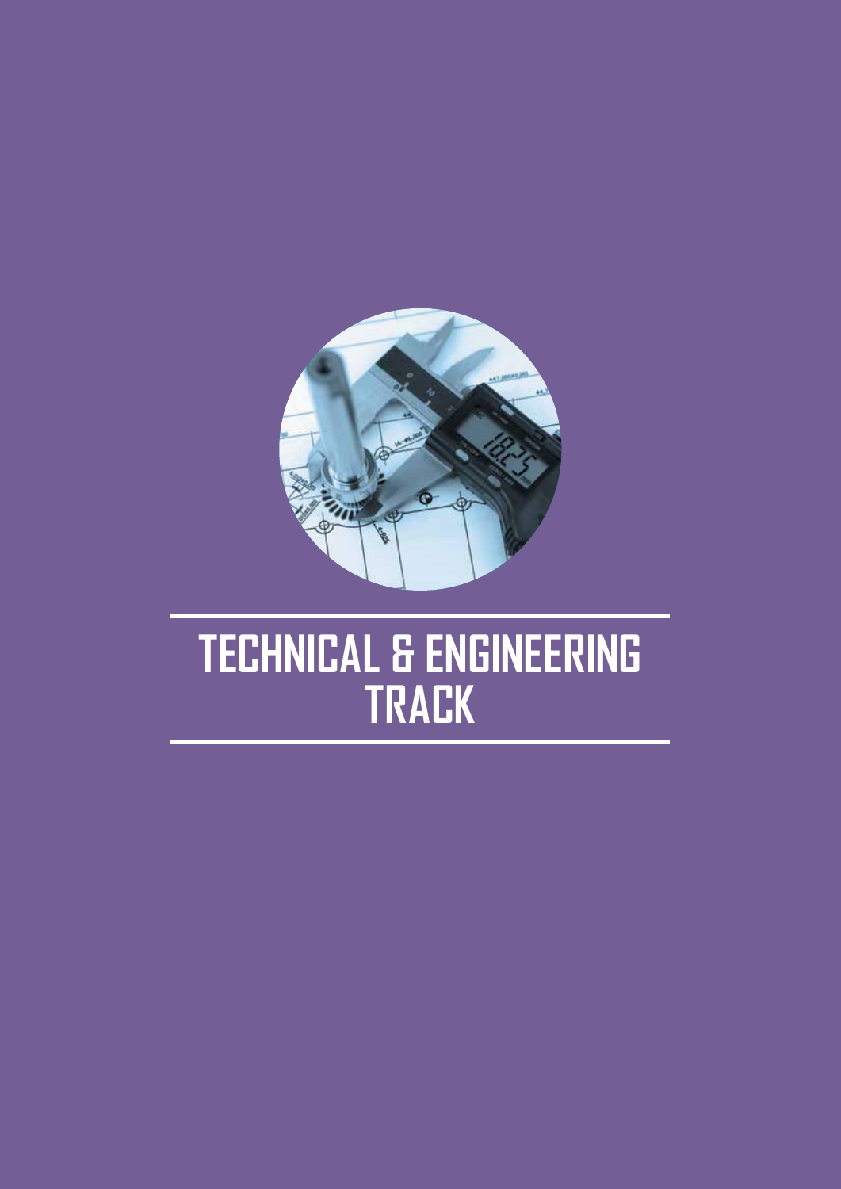# TECHNICAL & ENGINEERING TRACK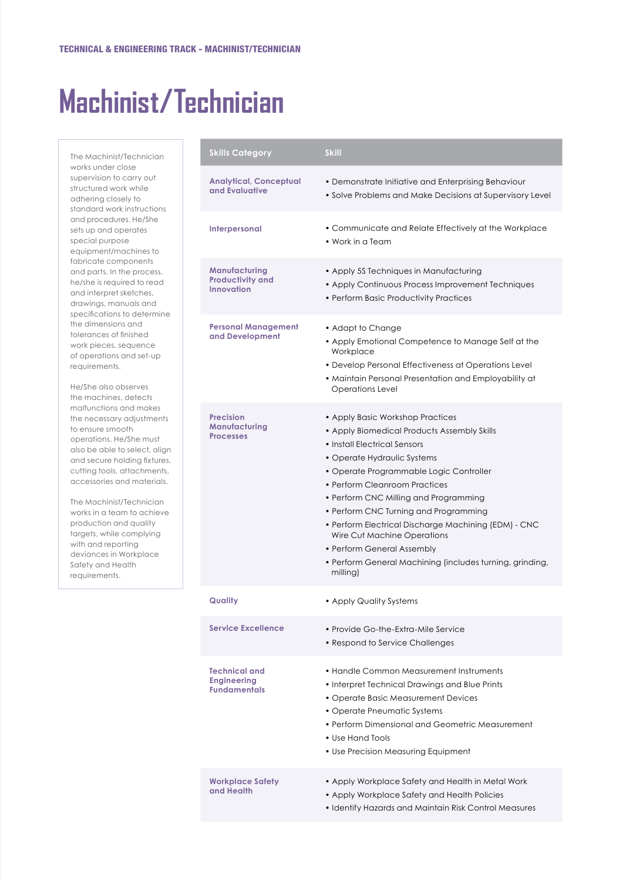# Machinist/Technician

The Machinist/Technician works under close supervision to carry out structured work while adhering closely to standard work instructions and procedures. He/She sets up and operates special purpose equipment/machines to fabricate components and parts. In the process, he/she is required to read and interpret sketches, drawings, manuals and specifications to determine the dimensions and tolerances of finished work pieces, sequence of operations and set-up requirements.

He/She also observes the machines, detects malfunctions and makes the necessary adjustments to ensure smooth operations. He/She must also be able to select, align and secure holding fixtures, cutting tools, attachments, accessories and materials.

The Machinist/Technician works in a team to achieve production and quality targets, while complying with and reporting deviances in Workplace Safety and Health requirements.

| Skills Category | Skill |
|---|---|
| Analytical, Conceptual and Evaluative | • Demonstrate Initiative and Enterprising Behaviour<br>• Solve Problems and Make Decisions at Supervisory Level |
| Interpersonal | • Communicate and Relate Effectively at the Workplace<br>• Work in a Team |
| Manufacturing Productivity and Innovation | • Apply 5S Techniques in Manufacturing<br>• Apply Continuous Process Improvement Techniques<br>• Perform Basic Productivity Practices |
| Personal Management and Development | • Adapt to Change<br>• Apply Emotional Competence to Manage Self at the Workplace<br>• Develop Personal Effectiveness at Operations Level<br>• Maintain Personal Presentation and Employability at Operations Level |
| Precision Manufacturing Processes | • Apply Basic Workshop Practices<br>• Apply Biomedical Products Assembly Skills<br>• Install Electrical Sensors<br>• Operate Hydraulic Systems<br>• Operate Programmable Logic Controller<br>• Perform Cleanroom Practices<br>• Perform CNC Milling and Programming<br>• Perform CNC Turning and Programming<br>• Perform Electrical Discharge Machining (EDM) - CNC Wire Cut Machine Operations<br>• Perform General Assembly<br>• Perform General Machining (includes turning, grinding, milling) |
| Quality | • Apply Quality Systems |
| Service Excellence | • Provide Go-the-Extra-Mile Service<br>• Respond to Service Challenges |
| Technical and Engineering Fundamentals | • Handle Common Measurement Instruments<br>• Interpret Technical Drawings and Blue Prints<br>• Operate Basic Measurement Devices<br>• Operate Pneumatic Systems<br>• Perform Dimensional and Geometric Measurement<br>• Use Hand Tools<br>• Use Precision Measuring Equipment |
| Workplace Safety and Health | • Apply Workplace Safety and Health in Metal Work<br>• Apply Workplace Safety and Health Policies<br>• Identify Hazards and Maintain Risk Control Measures |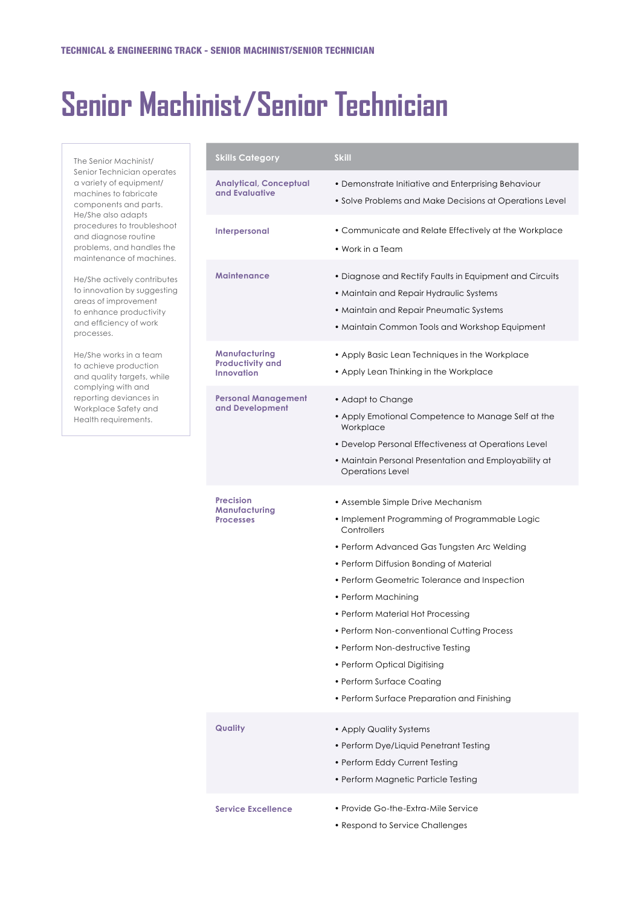# Senior Machinist/Senior Technician

The Senior Machinist/ Senior Technician operates a variety of equipment/ machines to fabricate components and parts. He/She also adapts procedures to troubleshoot and diagnose routine problems, and handles the maintenance of machines.

He/She actively contributes to innovation by suggesting areas of improvement to enhance productivity and efficiency of work processes.

He/She works in a team to achieve production and quality targets, while complying with and reporting deviances in Workplace Safety and Health requirements.

| Skills Category | Skill |
|---|---|
| Analytical, Conceptual and Evaluative | • Demonstrate Initiative and Enterprising Behaviour<br>• Solve Problems and Make Decisions at Operations Level |
| Interpersonal | • Communicate and Relate Effectively at the Workplace<br>• Work in a Team |
| Maintenance | • Diagnose and Rectify Faults in Equipment and Circuits<br>• Maintain and Repair Hydraulic Systems<br>• Maintain and Repair Pneumatic Systems<br>• Maintain Common Tools and Workshop Equipment |
| Manufacturing Productivity and Innovation | • Apply Basic Lean Techniques in the Workplace<br>• Apply Lean Thinking in the Workplace |
| Personal Management and Development | • Adapt to Change<br>• Apply Emotional Competence to Manage Self at the Workplace<br>• Develop Personal Effectiveness at Operations Level<br>• Maintain Personal Presentation and Employability at Operations Level |
| Precision Manufacturing Processes | • Assemble Simple Drive Mechanism<br>• Implement Programming of Programmable Logic Controllers<br>• Perform Advanced Gas Tungsten Arc Welding<br>• Perform Diffusion Bonding of Material<br>• Perform Geometric Tolerance and Inspection<br>• Perform Machining<br>• Perform Material Hot Processing<br>• Perform Non-conventional Cutting Process<br>• Perform Non-destructive Testing<br>• Perform Optical Digitising<br>• Perform Surface Coating<br>• Perform Surface Preparation and Finishing |
| Quality | • Apply Quality Systems<br>• Perform Dye/Liquid Penetrant Testing<br>• Perform Eddy Current Testing<br>• Perform Magnetic Particle Testing |
| Service Excellence | • Provide Go-the-Extra-Mile Service<br>• Respond to Service Challenges |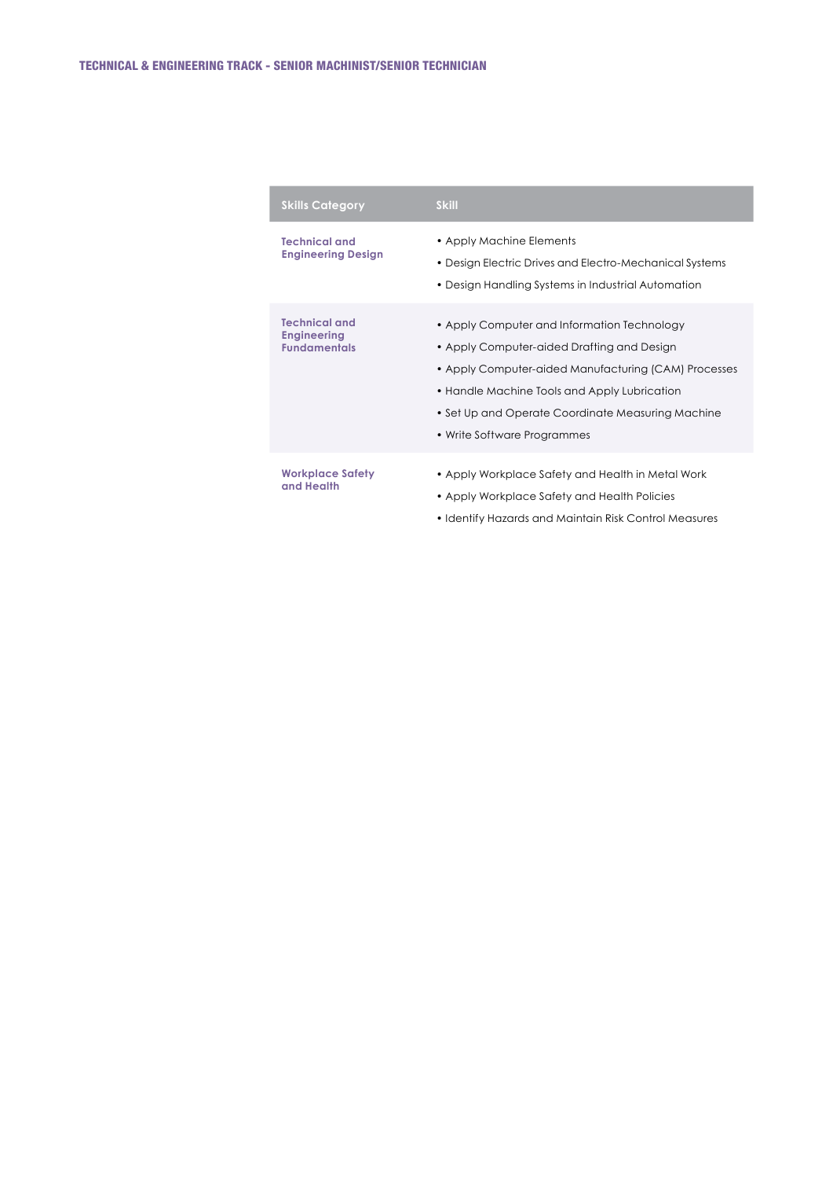## TECHNICAL & ENGINEERING TRACK - SENIOR MACHINIST/SENIOR TECHNICIAN

| Skills Category | Skill |
|---|---|
| **Technical and Engineering Design** | • Apply Machine Elements<br>• Design Electric Drives and Electro-Mechanical Systems<br>• Design Handling Systems in Industrial Automation |
| **Technical and Engineering Fundamentals** | • Apply Computer and Information Technology<br>• Apply Computer-aided Drafting and Design<br>• Apply Computer-aided Manufacturing (CAM) Processes<br>• Handle Machine Tools and Apply Lubrication<br>• Set Up and Operate Coordinate Measuring Machine<br>• Write Software Programmes |
| **Workplace Safety and Health** | • Apply Workplace Safety and Health in Metal Work<br>• Apply Workplace Safety and Health Policies<br>• Identify Hazards and Maintain Risk Control Measures |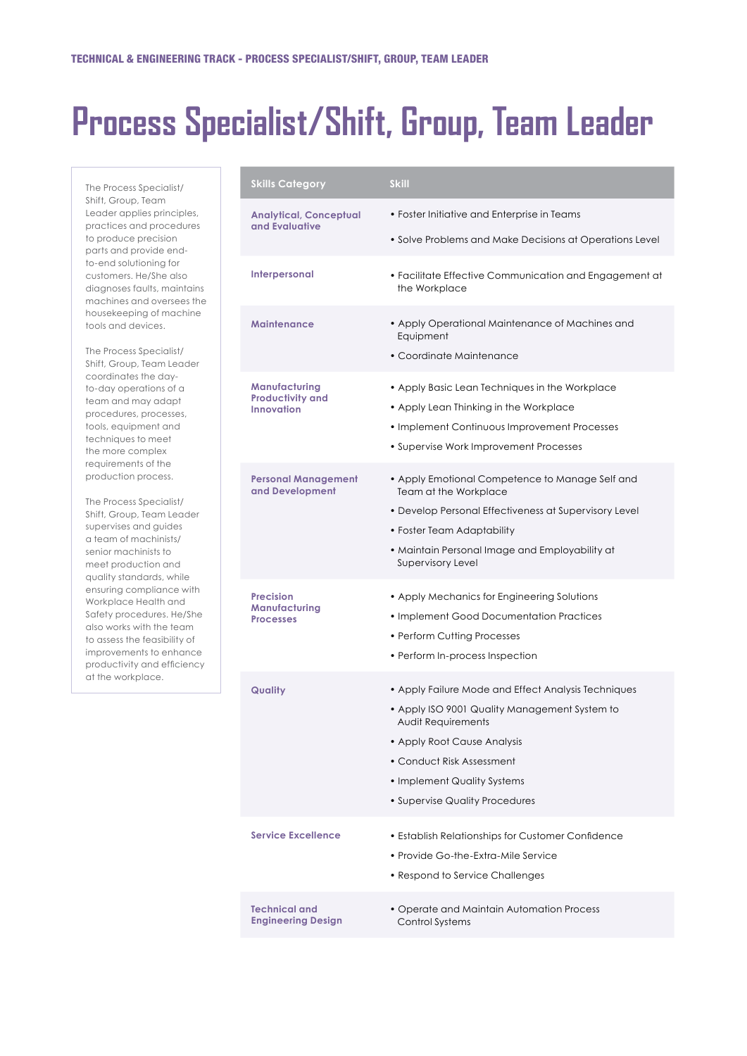# Process Specialist/Shift, Group, Team Leader

The Process Specialist/Shift, Group, Team Leader applies principles, practices and procedures to produce precision parts and provide end-to-end solutioning for customers. He/She also diagnoses faults, maintains machines and oversees the housekeeping of machine tools and devices.

The Process Specialist/Shift, Group, Team Leader coordinates the day-to-day operations of a team and may adapt procedures, processes, tools, equipment and techniques to meet the more complex requirements of the production process.

The Process Specialist/Shift, Group, Team Leader supervises and guides a team of machinists/senior machinists to meet production and quality standards, while ensuring compliance with Workplace Health and Safety procedures. He/She also works with the team to assess the feasibility of improvements to enhance productivity and efficiency at the workplace.

| Skills Category | Skill |
|---|---|
| Analytical, Conceptual and Evaluative | • Foster Initiative and Enterprise in Teams<br>• Solve Problems and Make Decisions at Operations Level |
| Interpersonal | • Facilitate Effective Communication and Engagement at the Workplace |
| Maintenance | • Apply Operational Maintenance of Machines and Equipment<br>• Coordinate Maintenance |
| Manufacturing Productivity and Innovation | • Apply Basic Lean Techniques in the Workplace<br>• Apply Lean Thinking in the Workplace<br>• Implement Continuous Improvement Processes<br>• Supervise Work Improvement Processes |
| Personal Management and Development | • Apply Emotional Competence to Manage Self and Team at the Workplace<br>• Develop Personal Effectiveness at Supervisory Level<br>• Foster Team Adaptability<br>• Maintain Personal Image and Employability at Supervisory Level |
| Precision Manufacturing Processes | • Apply Mechanics for Engineering Solutions<br>• Implement Good Documentation Practices<br>• Perform Cutting Processes<br>• Perform In-process Inspection |
| Quality | • Apply Failure Mode and Effect Analysis Techniques<br>• Apply ISO 9001 Quality Management System to Audit Requirements<br>• Apply Root Cause Analysis<br>• Conduct Risk Assessment<br>• Implement Quality Systems<br>• Supervise Quality Procedures |
| Service Excellence | • Establish Relationships for Customer Confidence<br>• Provide Go-the-Extra-Mile Service<br>• Respond to Service Challenges |
| Technical and Engineering Design | • Operate and Maintain Automation Process Control Systems |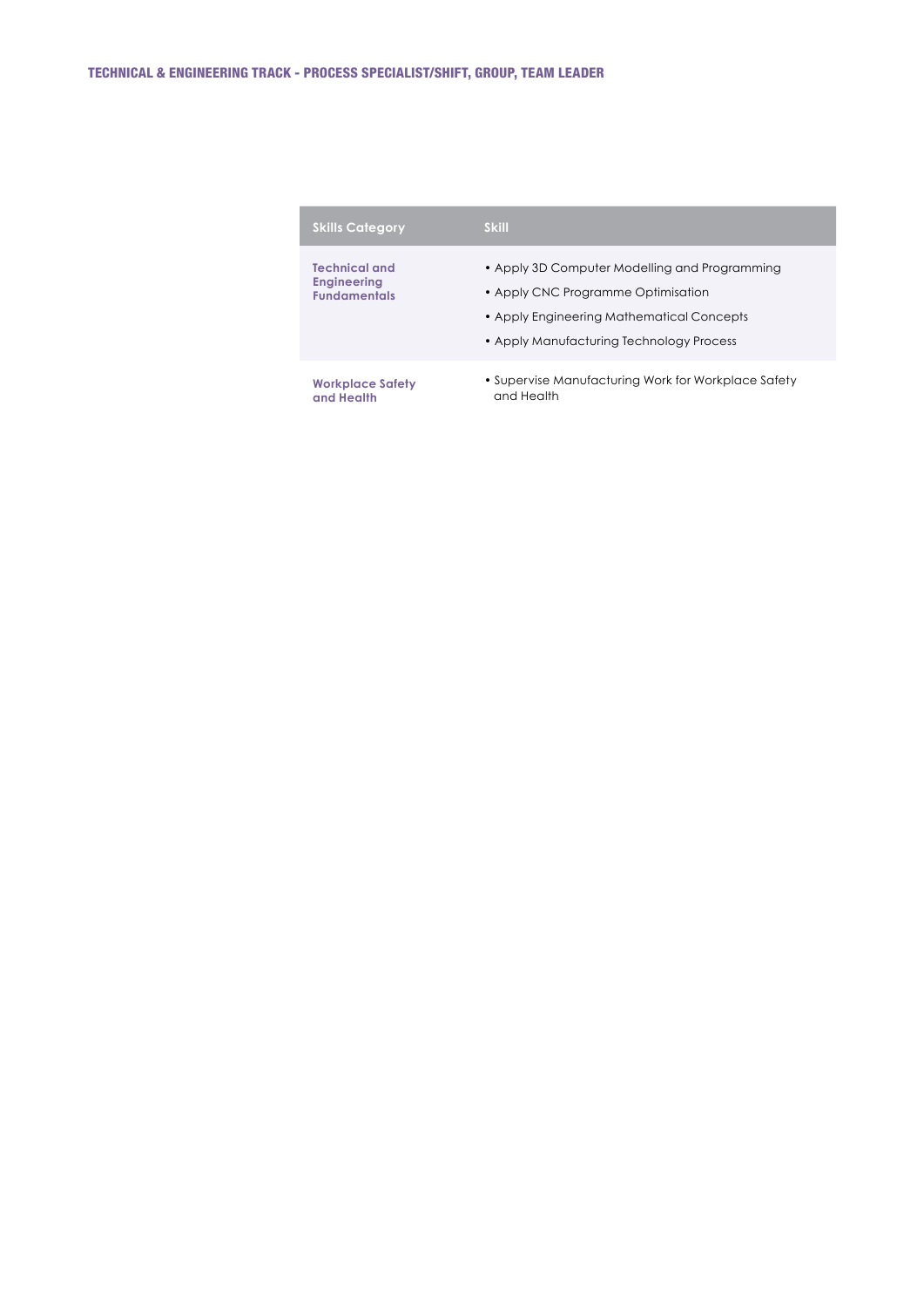## TECHNICAL & ENGINEERING TRACK - PROCESS SPECIALIST/SHIFT, GROUP, TEAM LEADER

| Skills Category | Skill |
|---|---|
| **Technical and Engineering Fundamentals** | • Apply 3D Computer Modelling and Programming<br>• Apply CNC Programme Optimisation<br>• Apply Engineering Mathematical Concepts<br>• Apply Manufacturing Technology Process |
| **Workplace Safety and Health** | • Supervise Manufacturing Work for Workplace Safety and Health |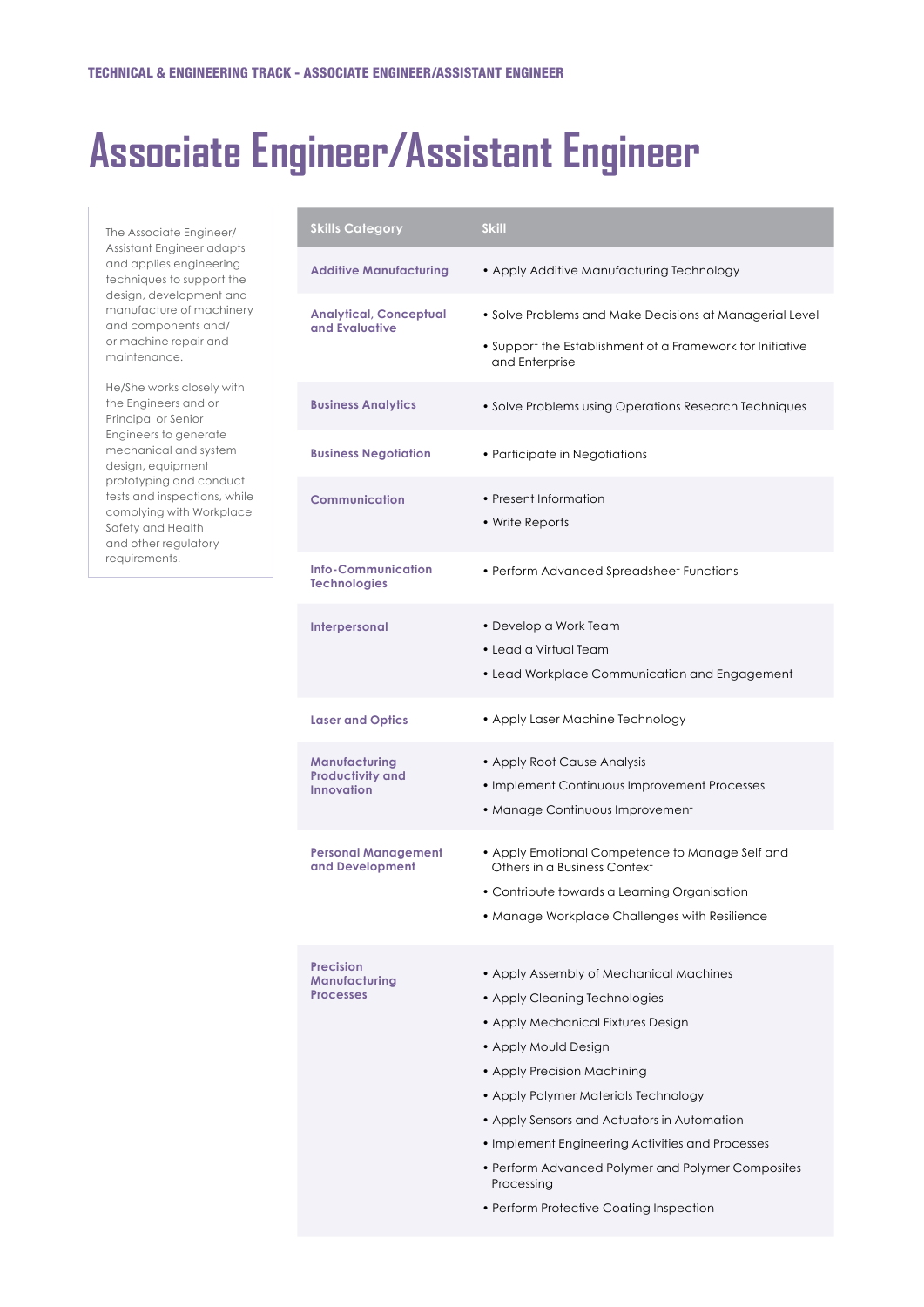# Associate Engineer/Assistant Engineer

The Associate Engineer/Assistant Engineer adapts and applies engineering techniques to support the design, development and manufacture of machinery and components and/or machine repair and maintenance.

He/She works closely with the Engineers and or Principal or Senior Engineers to generate mechanical and system design, equipment prototyping and conduct tests and inspections, while complying with Workplace Safety and Health and other regulatory requirements.

| Skills Category | Skill |
|---|---|
| Additive Manufacturing | • Apply Additive Manufacturing Technology |
| Analytical, Conceptual and Evaluative | • Solve Problems and Make Decisions at Managerial Level<br>• Support the Establishment of a Framework for Initiative and Enterprise |
| Business Analytics | • Solve Problems using Operations Research Techniques |
| Business Negotiation | • Participate in Negotiations |
| Communication | • Present Information<br>• Write Reports |
| Info-Communication Technologies | • Perform Advanced Spreadsheet Functions |
| Interpersonal | • Develop a Work Team<br>• Lead a Virtual Team<br>• Lead Workplace Communication and Engagement |
| Laser and Optics | • Apply Laser Machine Technology |
| Manufacturing Productivity and Innovation | • Apply Root Cause Analysis<br>• Implement Continuous Improvement Processes<br>• Manage Continuous Improvement |
| Personal Management and Development | • Apply Emotional Competence to Manage Self and Others in a Business Context<br>• Contribute towards a Learning Organisation<br>• Manage Workplace Challenges with Resilience |
| Precision Manufacturing Processes | • Apply Assembly of Mechanical Machines<br>• Apply Cleaning Technologies<br>• Apply Mechanical Fixtures Design<br>• Apply Mould Design<br>• Apply Precision Machining<br>• Apply Polymer Materials Technology<br>• Apply Sensors and Actuators in Automation<br>• Implement Engineering Activities and Processes<br>• Perform Advanced Polymer and Polymer Composites Processing<br>• Perform Protective Coating Inspection |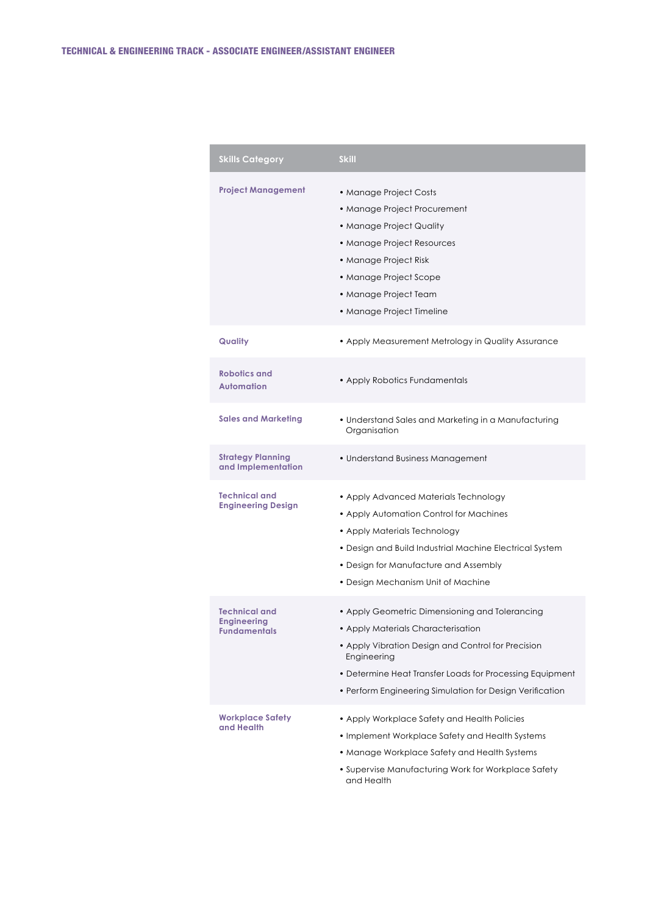## TECHNICAL & ENGINEERING TRACK - ASSOCIATE ENGINEER/ASSISTANT ENGINEER

| Skills Category | Skill |
|---|---|
| **Project Management** | • Manage Project Costs<br>• Manage Project Procurement<br>• Manage Project Quality<br>• Manage Project Resources<br>• Manage Project Risk<br>• Manage Project Scope<br>• Manage Project Team<br>• Manage Project Timeline |
| **Quality** | • Apply Measurement Metrology in Quality Assurance |
| **Robotics and Automation** | • Apply Robotics Fundamentals |
| **Sales and Marketing** | • Understand Sales and Marketing in a Manufacturing Organisation |
| **Strategy Planning and Implementation** | • Understand Business Management |
| **Technical and Engineering Design** | • Apply Advanced Materials Technology<br>• Apply Automation Control for Machines<br>• Apply Materials Technology<br>• Design and Build Industrial Machine Electrical System<br>• Design for Manufacture and Assembly<br>• Design Mechanism Unit of Machine |
| **Technical and Engineering Fundamentals** | • Apply Geometric Dimensioning and Tolerancing<br>• Apply Materials Characterisation<br>• Apply Vibration Design and Control for Precision Engineering<br>• Determine Heat Transfer Loads for Processing Equipment<br>• Perform Engineering Simulation for Design Verification |
| **Workplace Safety and Health** | • Apply Workplace Safety and Health Policies<br>• Implement Workplace Safety and Health Systems<br>• Manage Workplace Safety and Health Systems<br>• Supervise Manufacturing Work for Workplace Safety and Health |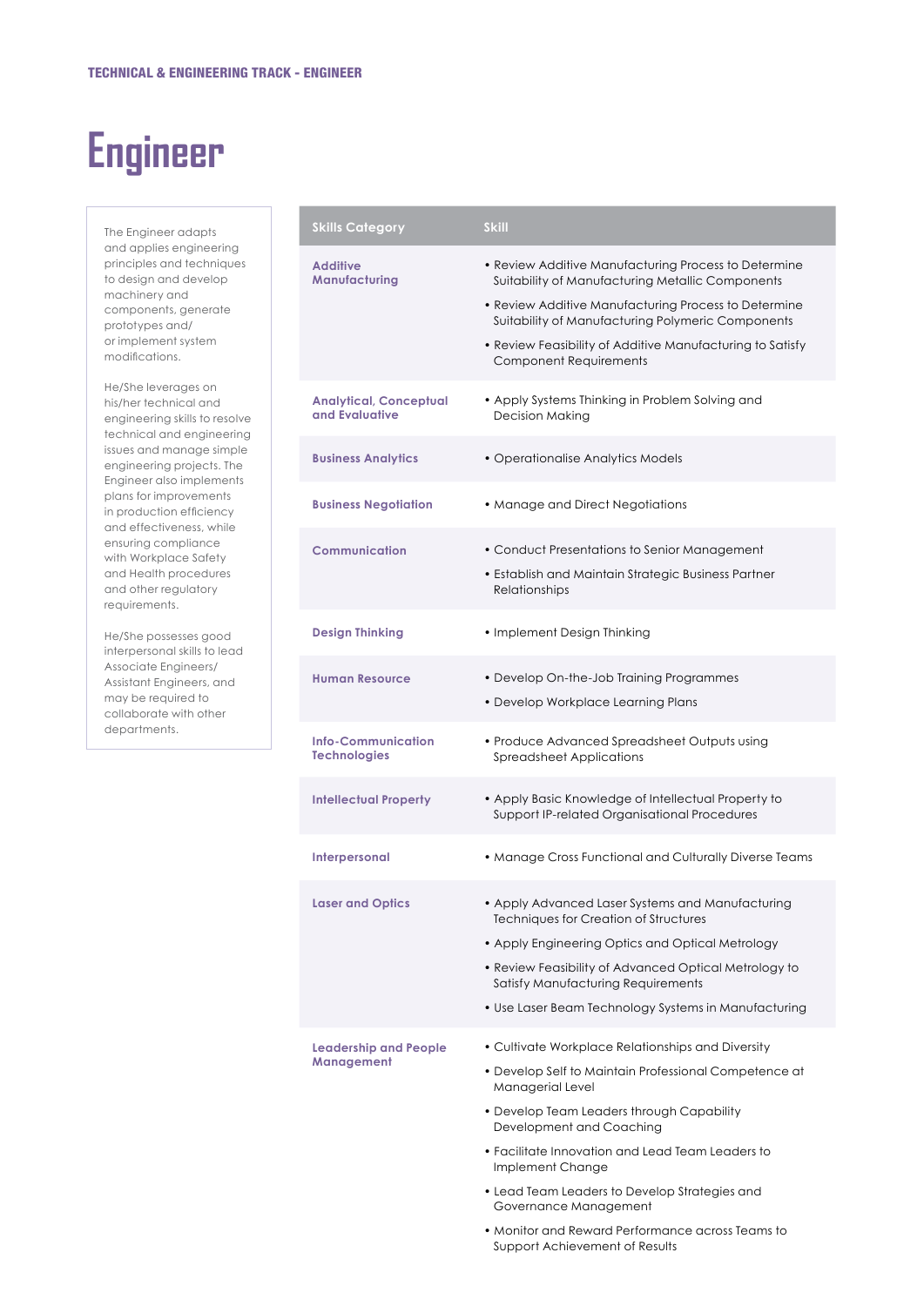# Engineer

The Engineer adapts and applies engineering principles and techniques to design and develop machinery and components, generate prototypes and/or implement system modifications.

He/She leverages on his/her technical and engineering skills to resolve technical and engineering issues and manage simple engineering projects. The Engineer also implements plans for improvements in production efficiency and effectiveness, while ensuring compliance with Workplace Safety and Health procedures and other regulatory requirements.

He/She possesses good interpersonal skills to lead Associate Engineers/Assistant Engineers, and may be required to collaborate with other departments.

| Skills Category | Skill |
|---|---|
| **Additive Manufacturing** | • Review Additive Manufacturing Process to Determine Suitability of Manufacturing Metallic Components<br>• Review Additive Manufacturing Process to Determine Suitability of Manufacturing Polymeric Components<br>• Review Feasibility of Additive Manufacturing to Satisfy Component Requirements |
| **Analytical, Conceptual and Evaluative** | • Apply Systems Thinking in Problem Solving and Decision Making |
| **Business Analytics** | • Operationalise Analytics Models |
| **Business Negotiation** | • Manage and Direct Negotiations |
| **Communication** | • Conduct Presentations to Senior Management<br>• Establish and Maintain Strategic Business Partner Relationships |
| **Design Thinking** | • Implement Design Thinking |
| **Human Resource** | • Develop On-the-Job Training Programmes<br>• Develop Workplace Learning Plans |
| **Info-Communication Technologies** | • Produce Advanced Spreadsheet Outputs using Spreadsheet Applications |
| **Intellectual Property** | • Apply Basic Knowledge of Intellectual Property to Support IP-related Organisational Procedures |
| **Interpersonal** | • Manage Cross Functional and Culturally Diverse Teams |
| **Laser and Optics** | • Apply Advanced Laser Systems and Manufacturing Techniques for Creation of Structures<br>• Apply Engineering Optics and Optical Metrology<br>• Review Feasibility of Advanced Optical Metrology to Satisfy Manufacturing Requirements<br>• Use Laser Beam Technology Systems in Manufacturing |
| **Leadership and People Management** | • Cultivate Workplace Relationships and Diversity<br>• Develop Self to Maintain Professional Competence at Managerial Level<br>• Develop Team Leaders through Capability Development and Coaching<br>• Facilitate Innovation and Lead Team Leaders to Implement Change<br>• Lead Team Leaders to Develop Strategies and Governance Management<br>• Monitor and Reward Performance across Teams to Support Achievement of Results |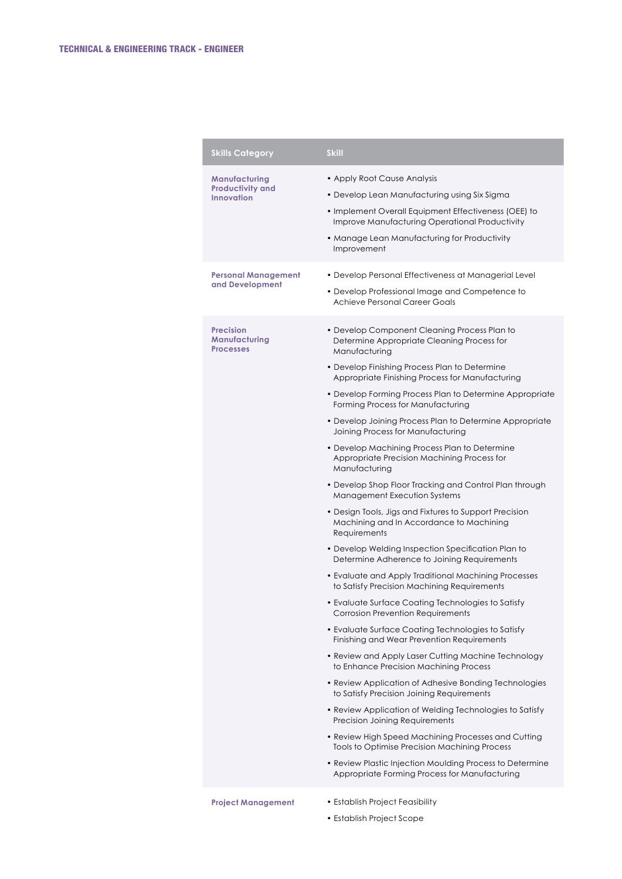TECHNICAL & ENGINEERING TRACK - ENGINEER

| Skills Category | Skill |
|---|---|
| Manufacturing Productivity and Innovation | • Apply Root Cause Analysis<br>• Develop Lean Manufacturing using Six Sigma<br>• Implement Overall Equipment Effectiveness (OEE) to Improve Manufacturing Operational Productivity<br>• Manage Lean Manufacturing for Productivity Improvement |
| Personal Management and Development | • Develop Personal Effectiveness at Managerial Level<br>• Develop Professional Image and Competence to Achieve Personal Career Goals |
| Precision Manufacturing Processes | • Develop Component Cleaning Process Plan to Determine Appropriate Cleaning Process for Manufacturing<br>• Develop Finishing Process Plan to Determine Appropriate Finishing Process for Manufacturing<br>• Develop Forming Process Plan to Determine Appropriate Forming Process for Manufacturing<br>• Develop Joining Process Plan to Determine Appropriate Joining Process for Manufacturing<br>• Develop Machining Process Plan to Determine Appropriate Precision Machining Process for Manufacturing<br>• Develop Shop Floor Tracking and Control Plan through Management Execution Systems<br>• Design Tools, Jigs and Fixtures to Support Precision Machining and In Accordance to Machining Requirements<br>• Develop Welding Inspection Specification Plan to Determine Adherence to Joining Requirements<br>• Evaluate and Apply Traditional Machining Processes to Satisfy Precision Machining Requirements<br>• Evaluate Surface Coating Technologies to Satisfy Corrosion Prevention Requirements<br>• Evaluate Surface Coating Technologies to Satisfy Finishing and Wear Prevention Requirements<br>• Review and Apply Laser Cutting Machine Technology to Enhance Precision Machining Process<br>• Review Application of Adhesive Bonding Technologies to Satisfy Precision Joining Requirements<br>• Review Application of Welding Technologies to Satisfy Precision Joining Requirements<br>• Review High Speed Machining Processes and Cutting Tools to Optimise Precision Machining Process<br>• Review Plastic Injection Moulding Process to Determine Appropriate Forming Process for Manufacturing |
| Project Management | • Establish Project Feasibility<br>• Establish Project Scope |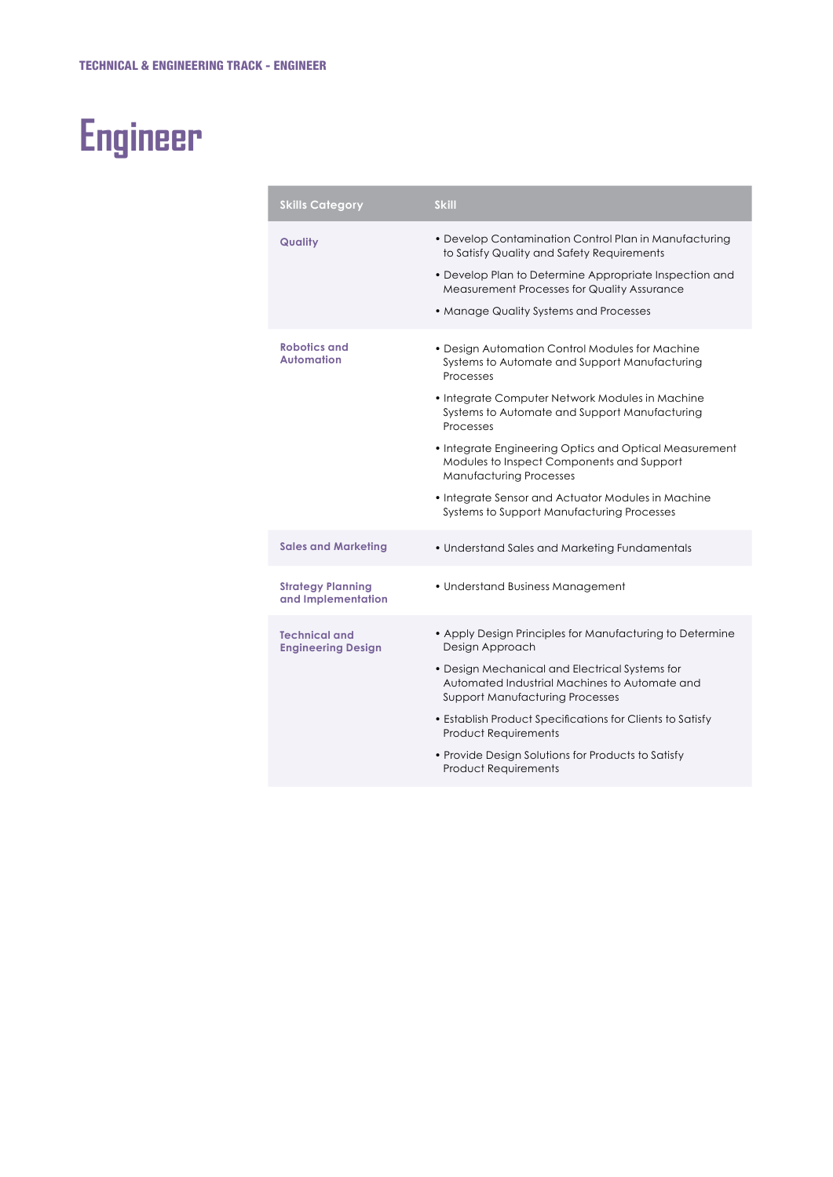# Engineer

| Skills Category | Skill |
|---|---|
| Quality | • Develop Contamination Control Plan in Manufacturing to Satisfy Quality and Safety Requirements<br>• Develop Plan to Determine Appropriate Inspection and Measurement Processes for Quality Assurance<br>• Manage Quality Systems and Processes |
| Robotics and Automation | • Design Automation Control Modules for Machine Systems to Automate and Support Manufacturing Processes<br>• Integrate Computer Network Modules in Machine Systems to Automate and Support Manufacturing Processes<br>• Integrate Engineering Optics and Optical Measurement Modules to Inspect Components and Support Manufacturing Processes<br>• Integrate Sensor and Actuator Modules in Machine Systems to Support Manufacturing Processes |
| Sales and Marketing | • Understand Sales and Marketing Fundamentals |
| Strategy Planning and Implementation | • Understand Business Management |
| Technical and Engineering Design | • Apply Design Principles for Manufacturing to Determine Design Approach<br>• Design Mechanical and Electrical Systems for Automated Industrial Machines to Automate and Support Manufacturing Processes<br>• Establish Product Specifications for Clients to Satisfy Product Requirements<br>• Provide Design Solutions for Products to Satisfy Product Requirements |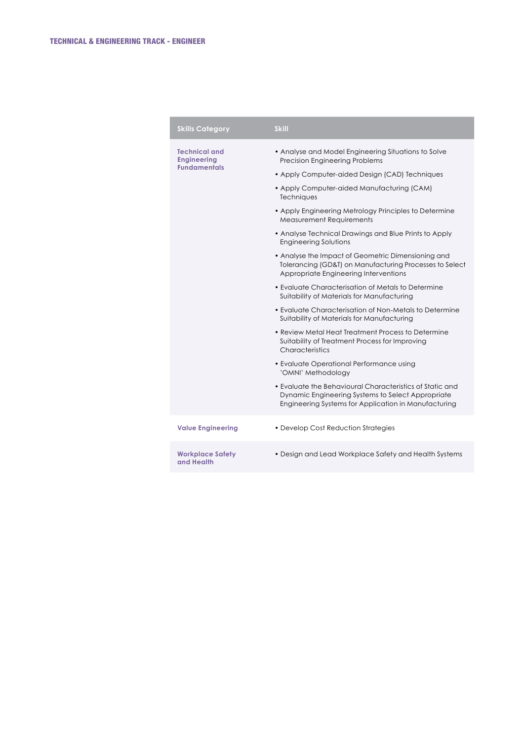## TECHNICAL & ENGINEERING TRACK - ENGINEER

| Skills Category | Skill |
|---|---|
| **Technical and Engineering Fundamentals** | • Analyse and Model Engineering Situations to Solve Precision Engineering Problems<br>• Apply Computer-aided Design (CAD) Techniques<br>• Apply Computer-aided Manufacturing (CAM) Techniques<br>• Apply Engineering Metrology Principles to Determine Measurement Requirements<br>• Analyse Technical Drawings and Blue Prints to Apply Engineering Solutions<br>• Analyse the Impact of Geometric Dimensioning and Tolerancing (GD&T) on Manufacturing Processes to Select Appropriate Engineering Interventions<br>• Evaluate Characterisation of Metals to Determine Suitability of Materials for Manufacturing<br>• Evaluate Characterisation of Non-Metals to Determine Suitability of Materials for Manufacturing<br>• Review Metal Heat Treatment Process to Determine Suitability of Treatment Process for Improving Characteristics<br>• Evaluate Operational Performance using 'OMNI' Methodology<br>• Evaluate the Behavioural Characteristics of Static and Dynamic Engineering Systems to Select Appropriate Engineering Systems for Application in Manufacturing |
| **Value Engineering** | • Develop Cost Reduction Strategies |
| **Workplace Safety and Health** | • Design and Lead Workplace Safety and Health Systems |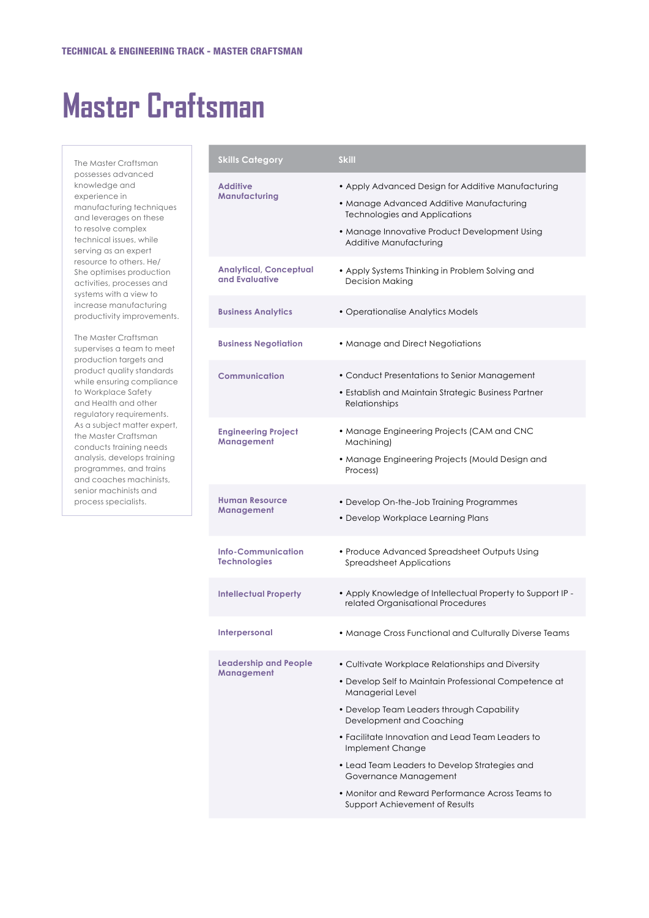TECHNICAL & ENGINEERING TRACK - MASTER CRAFTSMAN

# Master Craftsman

The Master Craftsman possesses advanced knowledge and experience in manufacturing techniques and leverages on these to resolve complex technical issues, while serving as an expert resource to others. He/She optimises production activities, processes and systems with a view to increase manufacturing productivity improvements.

The Master Craftsman supervises a team to meet production targets and product quality standards while ensuring compliance to Workplace Safety and Health and other regulatory requirements. As a subject matter expert, the Master Craftsman conducts training needs analysis, develops training programmes, and trains and coaches machinists, senior machinists and process specialists.

| Skills Category | Skill |
|---|---|
| Additive Manufacturing | • Apply Advanced Design for Additive Manufacturing<br>• Manage Advanced Additive Manufacturing Technologies and Applications<br>• Manage Innovative Product Development Using Additive Manufacturing |
| Analytical, Conceptual and Evaluative | • Apply Systems Thinking in Problem Solving and Decision Making |
| Business Analytics | • Operationalise Analytics Models |
| Business Negotiation | • Manage and Direct Negotiations |
| Communication | • Conduct Presentations to Senior Management<br>• Establish and Maintain Strategic Business Partner Relationships |
| Engineering Project Management | • Manage Engineering Projects (CAM and CNC Machining)<br>• Manage Engineering Projects (Mould Design and Process) |
| Human Resource Management | • Develop On-the-Job Training Programmes<br>• Develop Workplace Learning Plans |
| Info-Communication Technologies | • Produce Advanced Spreadsheet Outputs Using Spreadsheet Applications |
| Intellectual Property | • Apply Knowledge of Intellectual Property to Support IP - related Organisational Procedures |
| Interpersonal | • Manage Cross Functional and Culturally Diverse Teams |
| Leadership and People Management | • Cultivate Workplace Relationships and Diversity<br>• Develop Self to Maintain Professional Competence at Managerial Level<br>• Develop Team Leaders through Capability Development and Coaching<br>• Facilitate Innovation and Lead Team Leaders to Implement Change<br>• Lead Team Leaders to Develop Strategies and Governance Management<br>• Monitor and Reward Performance Across Teams to Support Achievement of Results |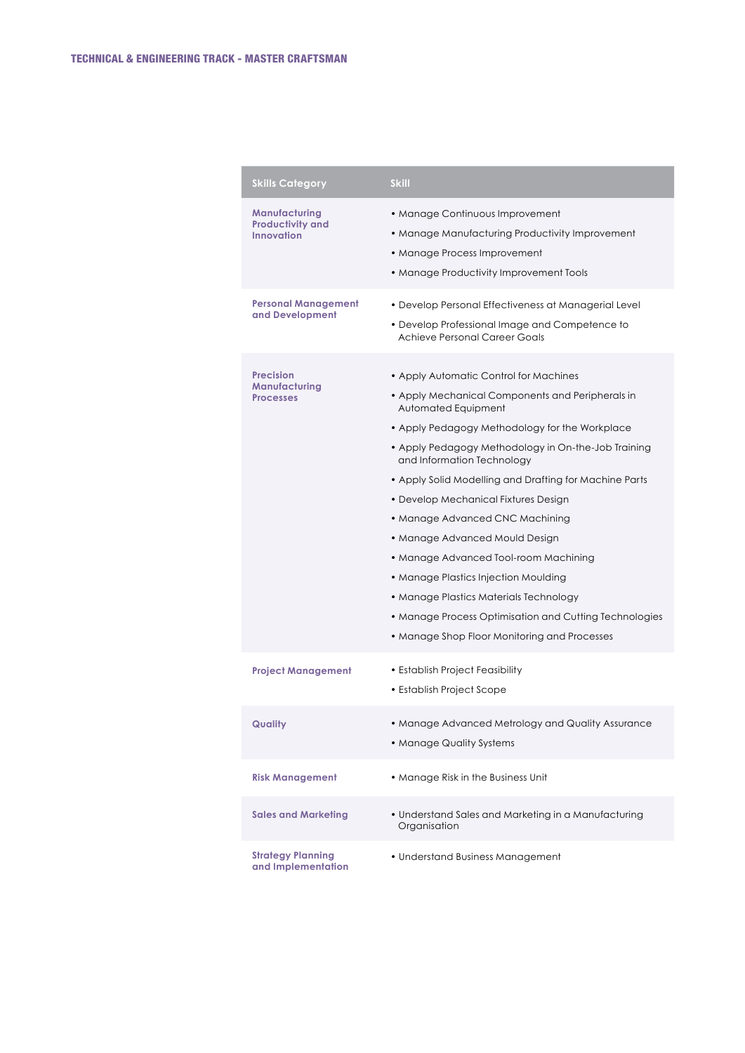## TECHNICAL & ENGINEERING TRACK - MASTER CRAFTSMAN

| Skills Category | Skill |
| --- | --- |
| Manufacturing Productivity and Innovation | • Manage Continuous Improvement<br>• Manage Manufacturing Productivity Improvement<br>• Manage Process Improvement<br>• Manage Productivity Improvement Tools |
| Personal Management and Development | • Develop Personal Effectiveness at Managerial Level<br>• Develop Professional Image and Competence to Achieve Personal Career Goals |
| Precision Manufacturing Processes | • Apply Automatic Control for Machines<br>• Apply Mechanical Components and Peripherals in Automated Equipment<br>• Apply Pedagogy Methodology for the Workplace<br>• Apply Pedagogy Methodology in On-the-Job Training and Information Technology<br>• Apply Solid Modelling and Drafting for Machine Parts<br>• Develop Mechanical Fixtures Design<br>• Manage Advanced CNC Machining<br>• Manage Advanced Mould Design<br>• Manage Advanced Tool-room Machining<br>• Manage Plastics Injection Moulding<br>• Manage Plastics Materials Technology<br>• Manage Process Optimisation and Cutting Technologies<br>• Manage Shop Floor Monitoring and Processes |
| Project Management | • Establish Project Feasibility<br>• Establish Project Scope |
| Quality | • Manage Advanced Metrology and Quality Assurance<br>• Manage Quality Systems |
| Risk Management | • Manage Risk in the Business Unit |
| Sales and Marketing | • Understand Sales and Marketing in a Manufacturing Organisation |
| Strategy Planning and Implementation | • Understand Business Management |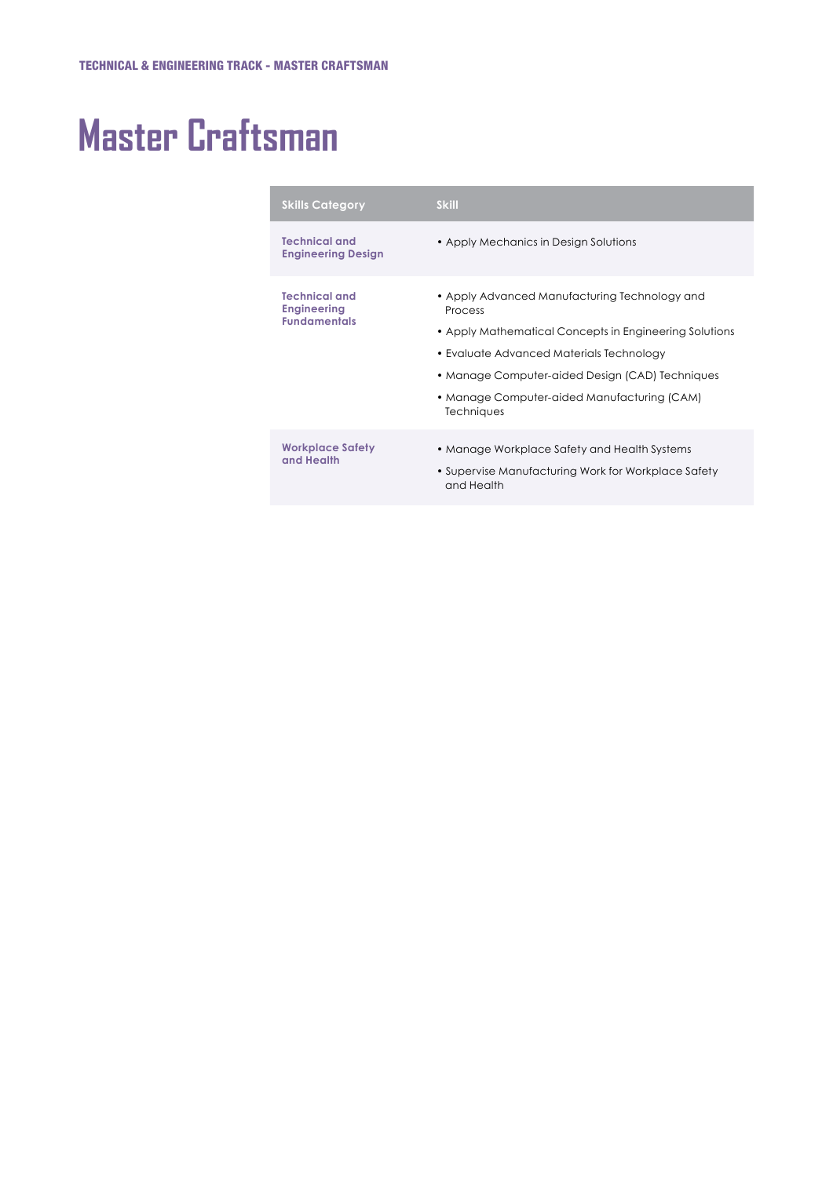# Master Craftsman

| Skills Category | Skill |
|---|---|
| Technical and Engineering Design | • Apply Mechanics in Design Solutions |
| Technical and Engineering Fundamentals | • Apply Advanced Manufacturing Technology and Process<br>• Apply Mathematical Concepts in Engineering Solutions<br>• Evaluate Advanced Materials Technology<br>• Manage Computer-aided Design (CAD) Techniques<br>• Manage Computer-aided Manufacturing (CAM) Techniques |
| Workplace Safety and Health | • Manage Workplace Safety and Health Systems<br>• Supervise Manufacturing Work for Workplace Safety and Health |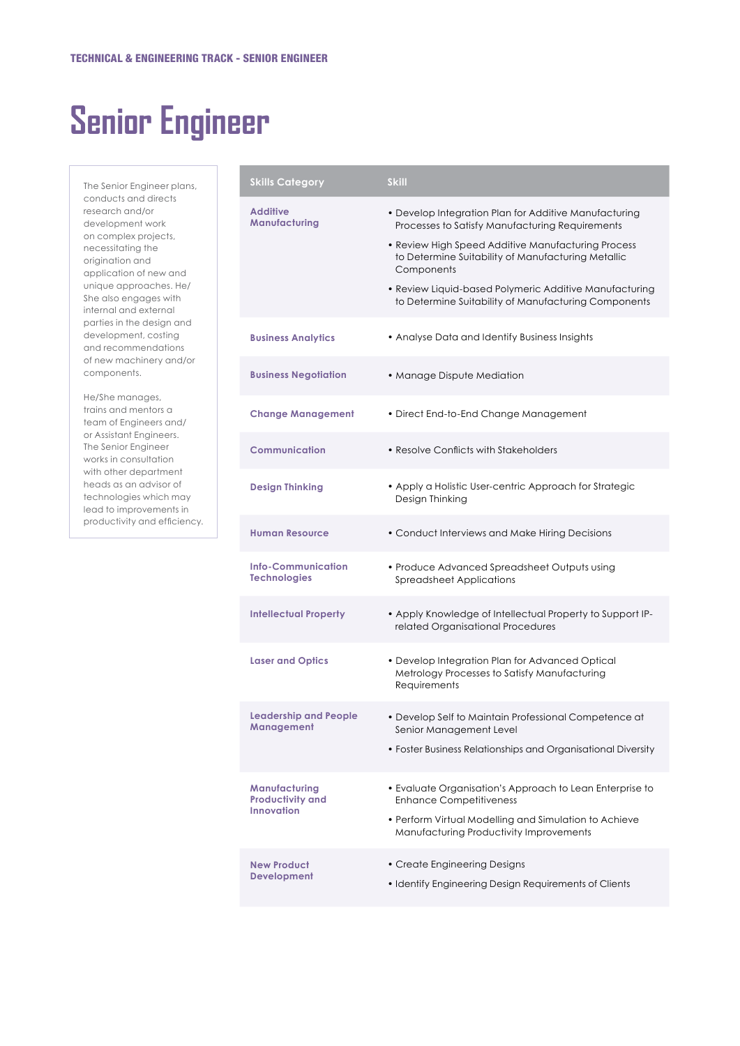TECHNICAL & ENGINEERING TRACK - SENIOR ENGINEER

# Senior Engineer

The Senior Engineer plans, conducts and directs research and/or development work on complex projects, necessitating the origination and application of new and unique approaches. He/She also engages with internal and external parties in the design and development, costing and recommendations of new machinery and/or components.

He/She manages, trains and mentors a team of Engineers and/or Assistant Engineers. The Senior Engineer works in consultation with other department heads as an advisor of technologies which may lead to improvements in productivity and efficiency.

| Skills Category | Skill |
|---|---|
| Additive Manufacturing | • Develop Integration Plan for Additive Manufacturing Processes to Satisfy Manufacturing Requirements<br>• Review High Speed Additive Manufacturing Process to Determine Suitability of Manufacturing Metallic Components<br>• Review Liquid-based Polymeric Additive Manufacturing to Determine Suitability of Manufacturing Components |
| Business Analytics | • Analyse Data and Identify Business Insights |
| Business Negotiation | • Manage Dispute Mediation |
| Change Management | • Direct End-to-End Change Management |
| Communication | • Resolve Conflicts with Stakeholders |
| Design Thinking | • Apply a Holistic User-centric Approach for Strategic Design Thinking |
| Human Resource | • Conduct Interviews and Make Hiring Decisions |
| Info-Communication Technologies | • Produce Advanced Spreadsheet Outputs using Spreadsheet Applications |
| Intellectual Property | • Apply Knowledge of Intellectual Property to Support IP-related Organisational Procedures |
| Laser and Optics | • Develop Integration Plan for Advanced Optical Metrology Processes to Satisfy Manufacturing Requirements |
| Leadership and People Management | • Develop Self to Maintain Professional Competence at Senior Management Level<br>• Foster Business Relationships and Organisational Diversity |
| Manufacturing Productivity and Innovation | • Evaluate Organisation's Approach to Lean Enterprise to Enhance Competitiveness<br>• Perform Virtual Modelling and Simulation to Achieve Manufacturing Productivity Improvements |
| New Product Development | • Create Engineering Designs<br>• Identify Engineering Design Requirements of Clients |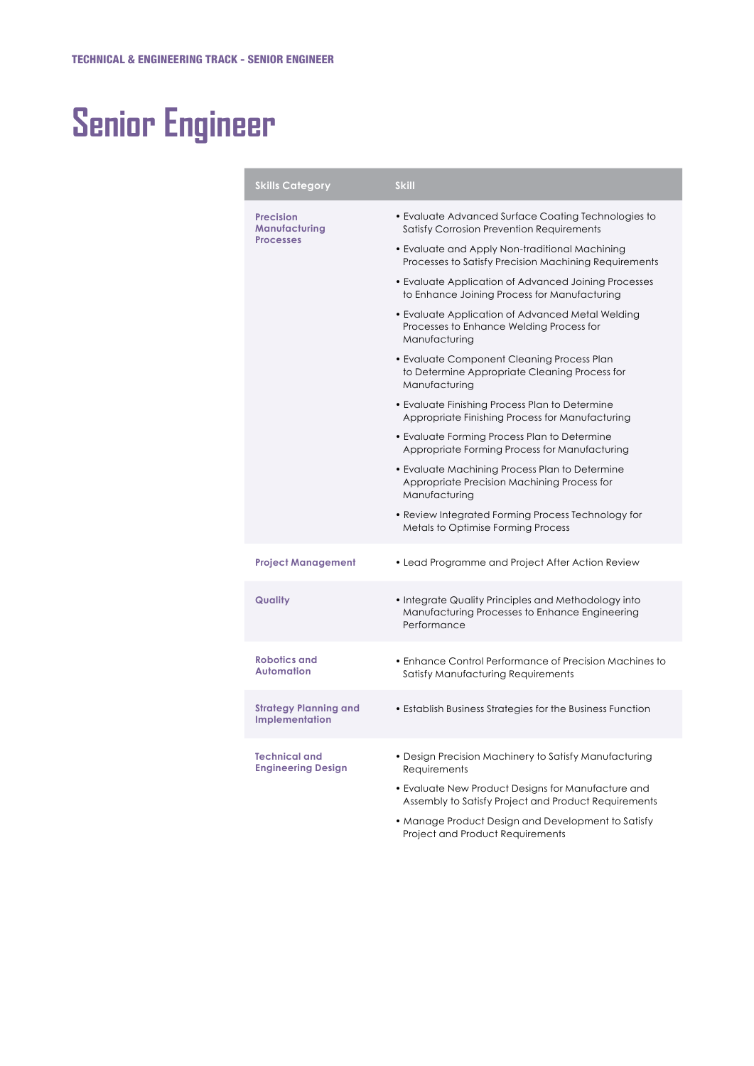# Senior Engineer

| Skills Category | Skill |
|---|---|
| Precision Manufacturing Processes | • Evaluate Advanced Surface Coating Technologies to Satisfy Corrosion Prevention Requirements<br>• Evaluate and Apply Non-traditional Machining Processes to Satisfy Precision Machining Requirements<br>• Evaluate Application of Advanced Joining Processes to Enhance Joining Process for Manufacturing<br>• Evaluate Application of Advanced Metal Welding Processes to Enhance Welding Process for Manufacturing<br>• Evaluate Component Cleaning Process Plan to Determine Appropriate Cleaning Process for Manufacturing<br>• Evaluate Finishing Process Plan to Determine Appropriate Finishing Process for Manufacturing<br>• Evaluate Forming Process Plan to Determine Appropriate Forming Process for Manufacturing<br>• Evaluate Machining Process Plan to Determine Appropriate Precision Machining Process for Manufacturing<br>• Review Integrated Forming Process Technology for Metals to Optimise Forming Process |
| Project Management | • Lead Programme and Project After Action Review |
| Quality | • Integrate Quality Principles and Methodology into Manufacturing Processes to Enhance Engineering Performance |
| Robotics and Automation | • Enhance Control Performance of Precision Machines to Satisfy Manufacturing Requirements |
| Strategy Planning and Implementation | • Establish Business Strategies for the Business Function |
| Technical and Engineering Design | • Design Precision Machinery to Satisfy Manufacturing Requirements<br>• Evaluate New Product Designs for Manufacture and Assembly to Satisfy Project and Product Requirements<br>• Manage Product Design and Development to Satisfy Project and Product Requirements |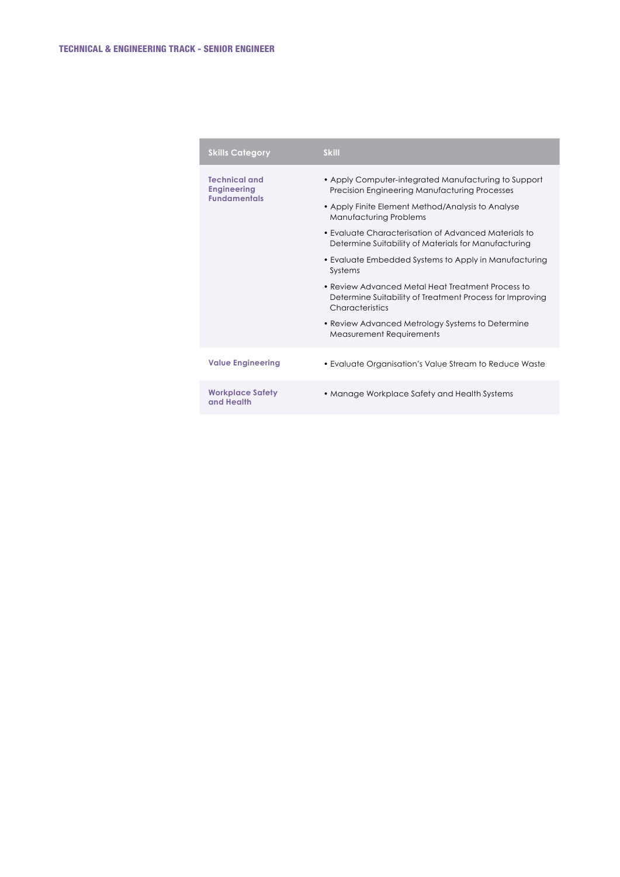TECHNICAL & ENGINEERING TRACK - SENIOR ENGINEER

| Skills Category | Skill |
| --- | --- |
| **Technical and Engineering Fundamentals** | • Apply Computer-integrated Manufacturing to Support Precision Engineering Manufacturing Processes<br>• Apply Finite Element Method/Analysis to Analyse Manufacturing Problems<br>• Evaluate Characterisation of Advanced Materials to Determine Suitability of Materials for Manufacturing<br>• Evaluate Embedded Systems to Apply in Manufacturing Systems<br>• Review Advanced Metal Heat Treatment Process to Determine Suitability of Treatment Process for Improving Characteristics<br>• Review Advanced Metrology Systems to Determine Measurement Requirements |
| **Value Engineering** | • Evaluate Organisation's Value Stream to Reduce Waste |
| **Workplace Safety and Health** | • Manage Workplace Safety and Health Systems |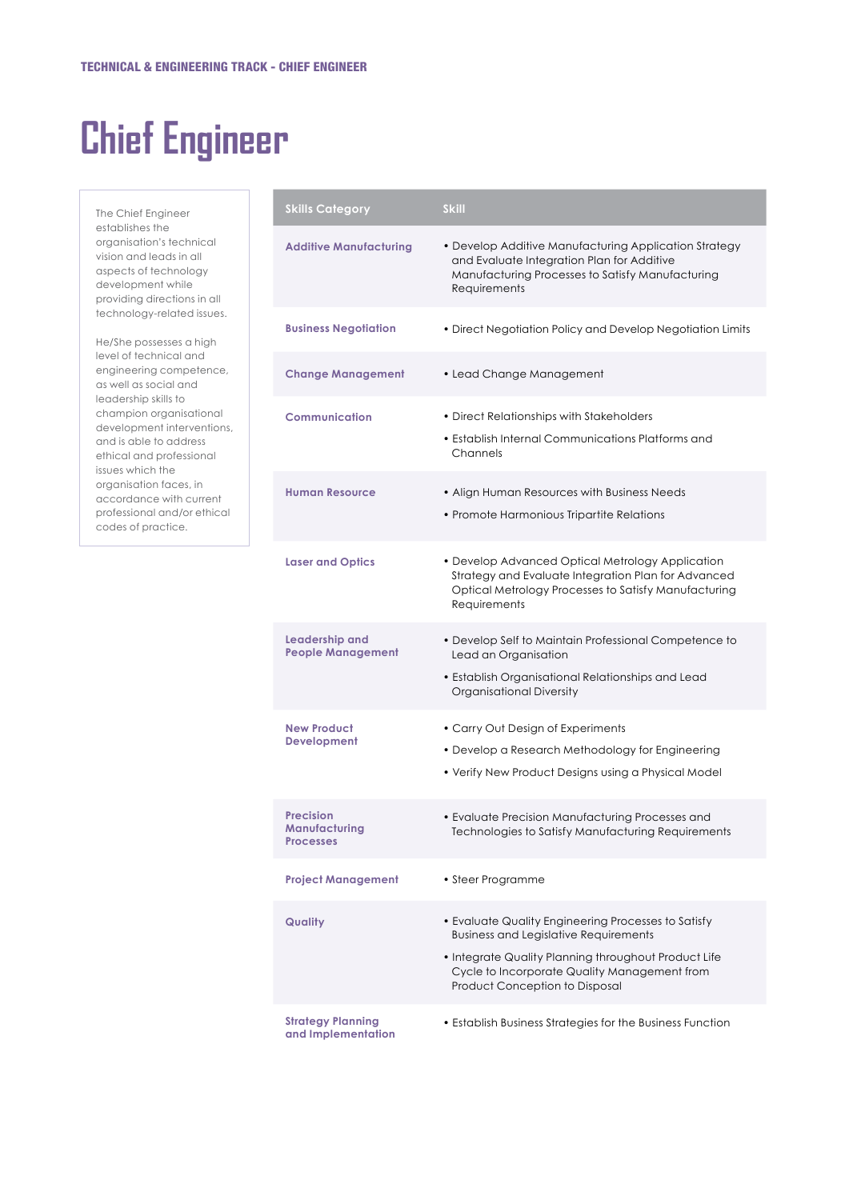# Chief Engineer

The Chief Engineer establishes the organisation's technical vision and leads in all aspects of technology development while providing directions in all technology-related issues.

He/She possesses a high level of technical and engineering competence, as well as social and leadership skills to champion organisational development interventions, and is able to address ethical and professional issues which the organisation faces, in accordance with current professional and/or ethical codes of practice.

| Skills Category | Skill |
|---|---|
| **Additive Manufacturing** | • Develop Additive Manufacturing Application Strategy and Evaluate Integration Plan for Additive Manufacturing Processes to Satisfy Manufacturing Requirements |
| **Business Negotiation** | • Direct Negotiation Policy and Develop Negotiation Limits |
| **Change Management** | • Lead Change Management |
| **Communication** | • Direct Relationships with Stakeholders<br>• Establish Internal Communications Platforms and Channels |
| **Human Resource** | • Align Human Resources with Business Needs<br>• Promote Harmonious Tripartite Relations |
| **Laser and Optics** | • Develop Advanced Optical Metrology Application Strategy and Evaluate Integration Plan for Advanced Optical Metrology Processes to Satisfy Manufacturing Requirements |
| **Leadership and People Management** | • Develop Self to Maintain Professional Competence to Lead an Organisation<br>• Establish Organisational Relationships and Lead Organisational Diversity |
| **New Product Development** | • Carry Out Design of Experiments<br>• Develop a Research Methodology for Engineering<br>• Verify New Product Designs using a Physical Model |
| **Precision Manufacturing Processes** | • Evaluate Precision Manufacturing Processes and Technologies to Satisfy Manufacturing Requirements |
| **Project Management** | • Steer Programme |
| **Quality** | • Evaluate Quality Engineering Processes to Satisfy Business and Legislative Requirements<br>• Integrate Quality Planning throughout Product Life Cycle to Incorporate Quality Management from Product Conception to Disposal |
| **Strategy Planning and Implementation** | • Establish Business Strategies for the Business Function |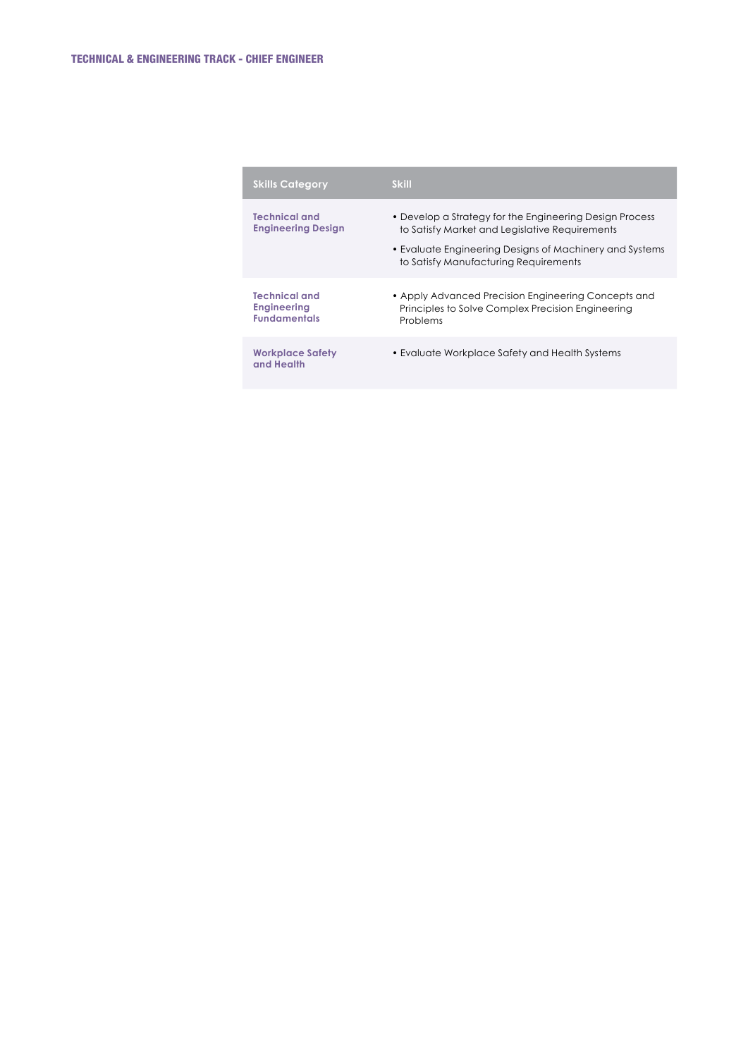## TECHNICAL & ENGINEERING TRACK - CHIEF ENGINEER

| Skills Category | Skill |
|---|---|
| **Technical and Engineering Design** | • Develop a Strategy for the Engineering Design Process to Satisfy Market and Legislative Requirements<br>• Evaluate Engineering Designs of Machinery and Systems to Satisfy Manufacturing Requirements |
| **Technical and Engineering Fundamentals** | • Apply Advanced Precision Engineering Concepts and Principles to Solve Complex Precision Engineering Problems |
| **Workplace Safety and Health** | • Evaluate Workplace Safety and Health Systems |